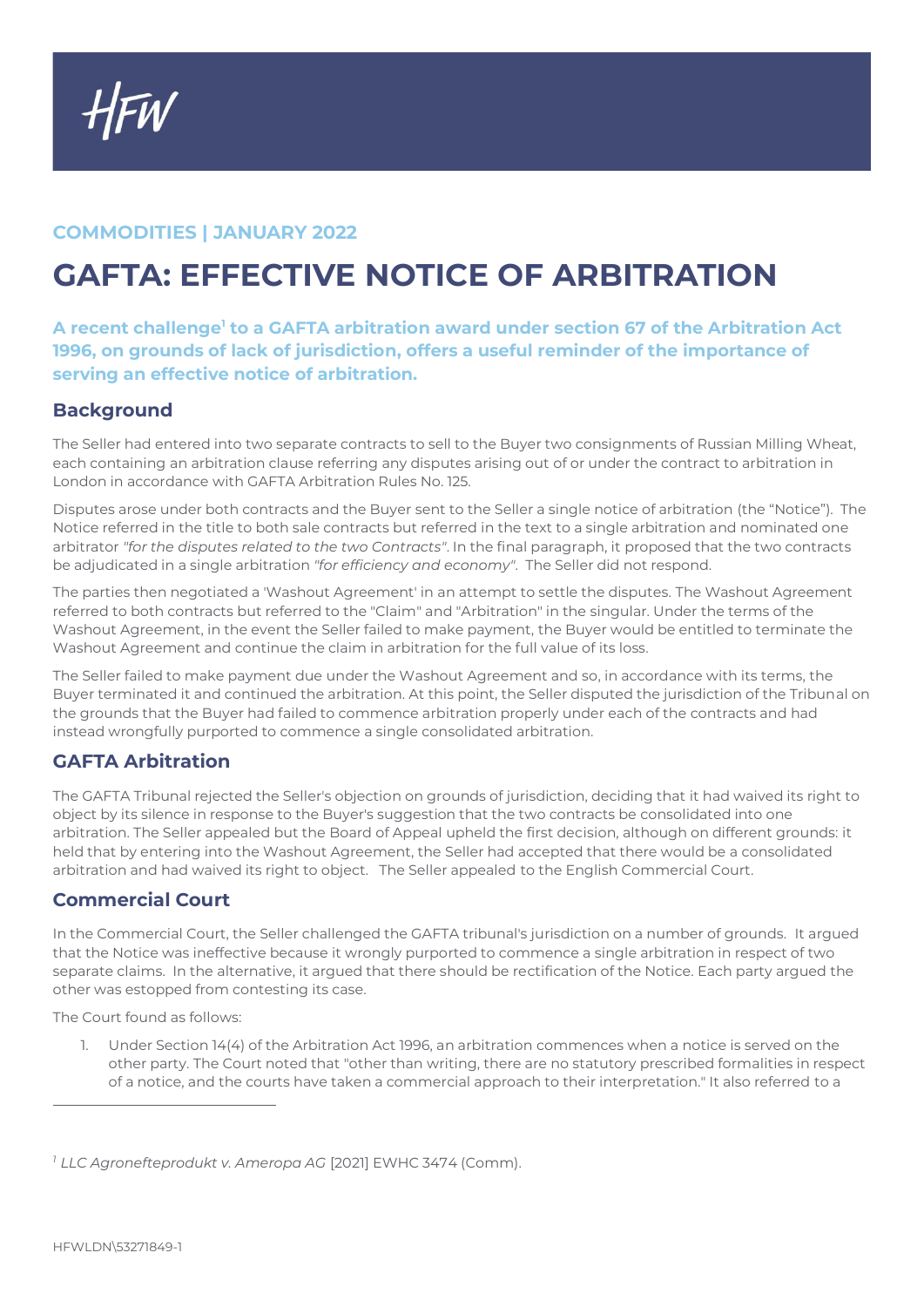HFW

**COMMODITIES | JANUARY 2022**

# GAFTA: EFFECTIVE NOTICE OF ARBITRATION

**A recent challenge[1] to a GAFTA arbitration award under section 67 of the Arbitration Act 1996, on grounds of lack of jurisdiction, offers a useful reminder of the importance of serving an effective notice of arbitration.**

## Background

The Seller had entered into two separate contracts to sell to the Buyer two consignments of Russian Milling Wheat, each containing an arbitration clause referring any disputes arising out of or under the contract to arbitration in London in accordance with GAFTA Arbitration Rules No. 125.

Disputes arose under both contracts and the Buyer sent to the Seller a single notice of arbitration (the "Notice"). The Notice referred in the title to both sale contracts but referred in the text to a single arbitration and nominated one arbitrator *"for the disputes related to the two Contracts"*. In the final paragraph, it proposed that the two contracts be adjudicated in a single arbitration *"for efficiency and economy"*. The Seller did not respond.

The parties then negotiated a 'Washout Agreement' in an attempt to settle the disputes. The Washout Agreement referred to both contracts but referred to the "Claim" and "Arbitration" in the singular. Under the terms of the Washout Agreement, in the event the Seller failed to make payment, the Buyer would be entitled to terminate the Washout Agreement and continue the claim in arbitration for the full value of its loss.

The Seller failed to make payment due under the Washout Agreement and so, in accordance with its terms, the Buyer terminated it and continued the arbitration. At this point, the Seller disputed the jurisdiction of the Tribunal on the grounds that the Buyer had failed to commence arbitration properly under each of the contracts and had instead wrongfully purported to commence a single consolidated arbitration.

## GAFTA Arbitration

The GAFTA Tribunal rejected the Seller's objection on grounds of jurisdiction, deciding that it had waived its right to object by its silence in response to the Buyer's suggestion that the two contracts be consolidated into one arbitration. The Seller appealed but the Board of Appeal upheld the first decision, although on different grounds: it held that by entering into the Washout Agreement, the Seller had accepted that there would be a consolidated arbitration and had waived its right to object. The Seller appealed to the English Commercial Court.

## Commercial Court

In the Commercial Court, the Seller challenged the GAFTA tribunal's jurisdiction on a number of grounds. It argued that the Notice was ineffective because it wrongly purported to commence a single arbitration in respect of two separate claims. In the alternative, it argued that there should be rectification of the Notice. Each party argued the other was estopped from contesting its case.

The Court found as follows:

1. Under Section 14(4) of the Arbitration Act 1996, an arbitration commences when a notice is served on the other party. The Court noted that "other than writing, there are no statutory prescribed formalities in respect of a notice, and the courts have taken a commercial approach to their interpretation." It also referred to a

[1] *LLC Agronefteprodukt v. Ameropa AG* [2021] EWHC 3474 (Comm).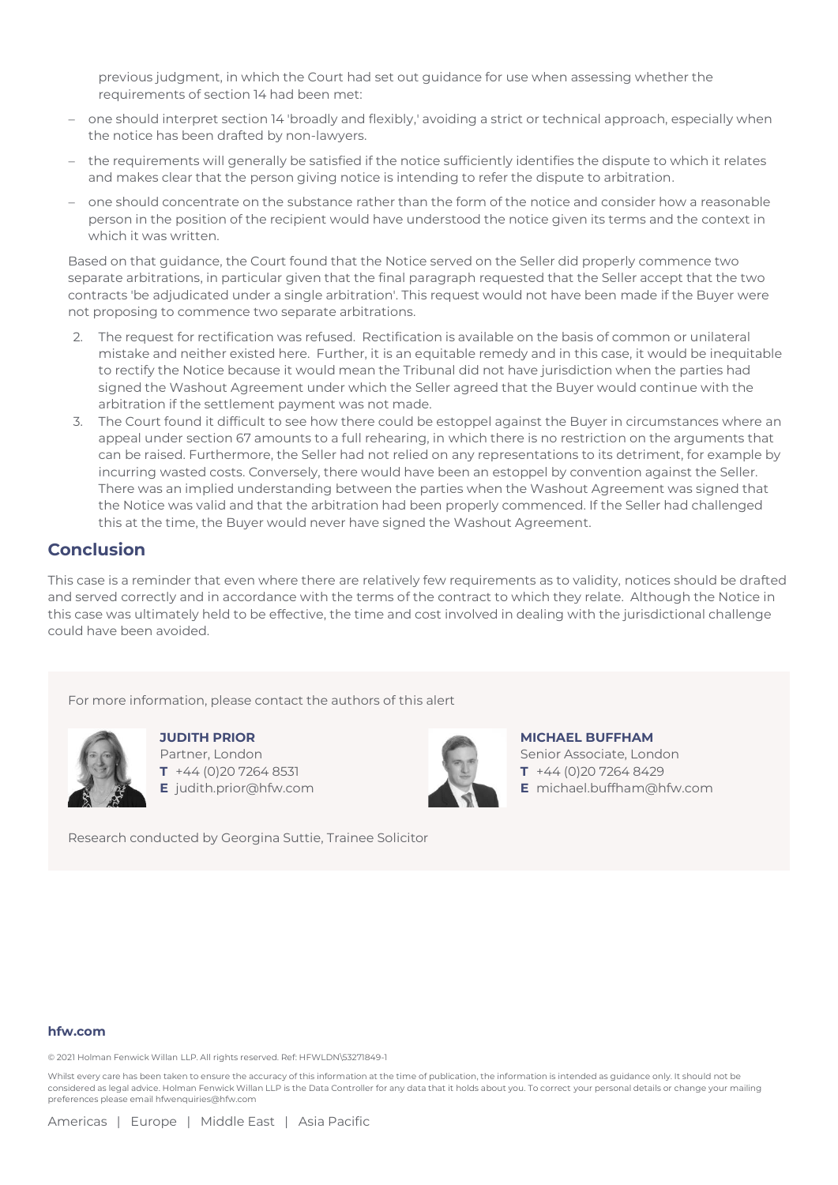previous judgment, in which the Court had set out guidance for use when assessing whether the requirements of section 14 had been met:

- one should interpret section 14 'broadly and flexibly,' avoiding a strict or technical approach, especially when the notice has been drafted by non-lawyers.
- the requirements will generally be satisfied if the notice sufficiently identifies the dispute to which it relates and makes clear that the person giving notice is intending to refer the dispute to arbitration.
- one should concentrate on the substance rather than the form of the notice and consider how a reasonable person in the position of the recipient would have understood the notice given its terms and the context in which it was written.

Based on that guidance, the Court found that the Notice served on the Seller did properly commence two separate arbitrations, in particular given that the final paragraph requested that the Seller accept that the two contracts 'be adjudicated under a single arbitration'. This request would not have been made if the Buyer were not proposing to commence two separate arbitrations.

2. The request for rectification was refused. Rectification is available on the basis of common or unilateral mistake and neither existed here. Further, it is an equitable remedy and in this case, it would be inequitable to rectify the Notice because it would mean the Tribunal did not have jurisdiction when the parties had signed the Washout Agreement under which the Seller agreed that the Buyer would continue with the arbitration if the settlement payment was not made.
3. The Court found it difficult to see how there could be estoppel against the Buyer in circumstances where an appeal under section 67 amounts to a full rehearing, in which there is no restriction on the arguments that can be raised. Furthermore, the Seller had not relied on any representations to its detriment, for example by incurring wasted costs. Conversely, there would have been an estoppel by convention against the Seller. There was an implied understanding between the parties when the Washout Agreement was signed that the Notice was valid and that the arbitration had been properly commenced. If the Seller had challenged this at the time, the Buyer would never have signed the Washout Agreement.

## Conclusion

This case is a reminder that even where there are relatively few requirements as to validity, notices should be drafted and served correctly and in accordance with the terms of the contract to which they relate. Although the Notice in this case was ultimately held to be effective, the time and cost involved in dealing with the jurisdictional challenge could have been avoided.

For more information, please contact the authors of this alert

**JUDITH PRIOR**
Partner, London
**T** +44 (0)20 7264 8531
**E** judith.prior@hfw.com

**MICHAEL BUFFHAM**
Senior Associate, London
**T** +44 (0)20 7264 8429
**E** michael.buffham@hfw.com

Research conducted by Georgina Suttie, Trainee Solicitor

**hfw.com**

© 2021 Holman Fenwick Willan LLP. All rights reserved. Ref: HFWLDN\53271849-1

Whilst every care has been taken to ensure the accuracy of this information at the time of publication, the information is intended as guidance only. It should not be considered as legal advice. Holman Fenwick Willan LLP is the Data Controller for any data that it holds about you. To correct your personal details or change your mailing preferences please email hfwenquiries@hfw.com

Americas | Europe | Middle East | Asia Pacific